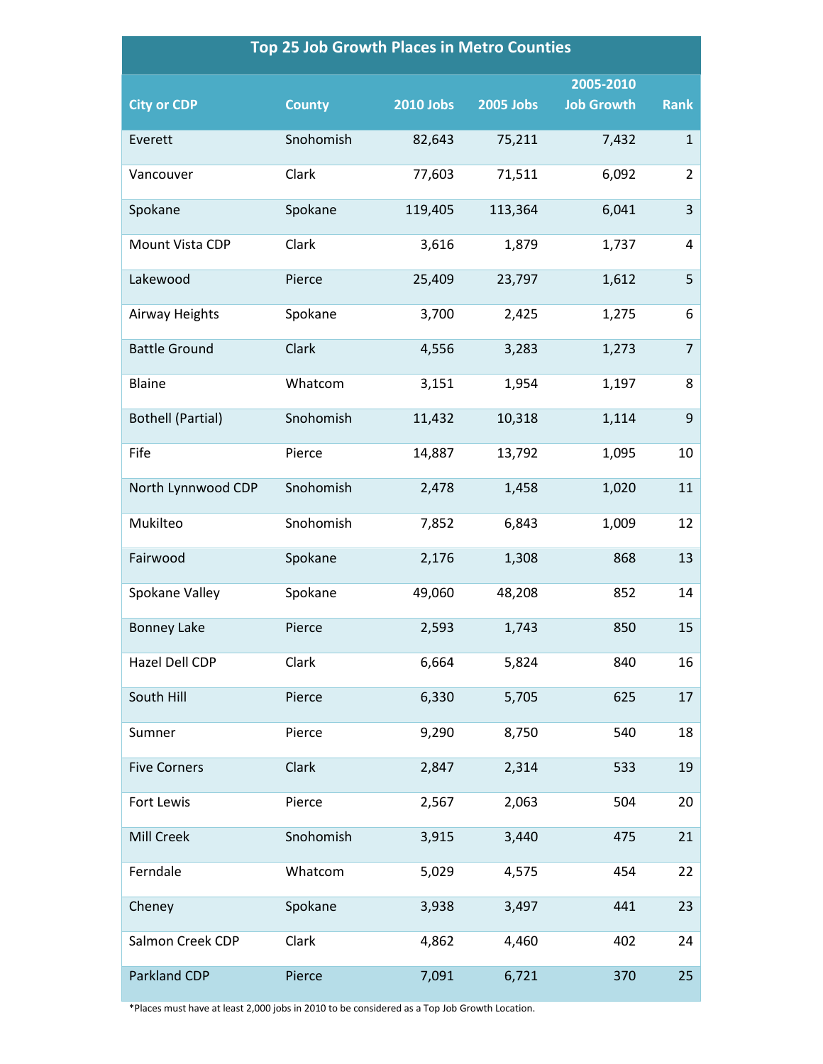| Top 25 Job Growth Places in Metro Counties | | | | | |
|---|---|---|---|---|---|
| City or CDP | County | 2010 Jobs | 2005 Jobs | 2005-2010 Job Growth | Rank |
| Everett | Snohomish | 82,643 | 75,211 | 7,432 | 1 |
| Vancouver | Clark | 77,603 | 71,511 | 6,092 | 2 |
| Spokane | Spokane | 119,405 | 113,364 | 6,041 | 3 |
| Mount Vista CDP | Clark | 3,616 | 1,879 | 1,737 | 4 |
| Lakewood | Pierce | 25,409 | 23,797 | 1,612 | 5 |
| Airway Heights | Spokane | 3,700 | 2,425 | 1,275 | 6 |
| Battle Ground | Clark | 4,556 | 3,283 | 1,273 | 7 |
| Blaine | Whatcom | 3,151 | 1,954 | 1,197 | 8 |
| Bothell (Partial) | Snohomish | 11,432 | 10,318 | 1,114 | 9 |
| Fife | Pierce | 14,887 | 13,792 | 1,095 | 10 |
| North Lynnwood CDP | Snohomish | 2,478 | 1,458 | 1,020 | 11 |
| Mukilteo | Snohomish | 7,852 | 6,843 | 1,009 | 12 |
| Fairwood | Spokane | 2,176 | 1,308 | 868 | 13 |
| Spokane Valley | Spokane | 49,060 | 48,208 | 852 | 14 |
| Bonney Lake | Pierce | 2,593 | 1,743 | 850 | 15 |
| Hazel Dell CDP | Clark | 6,664 | 5,824 | 840 | 16 |
| South Hill | Pierce | 6,330 | 5,705 | 625 | 17 |
| Sumner | Pierce | 9,290 | 8,750 | 540 | 18 |
| Five Corners | Clark | 2,847 | 2,314 | 533 | 19 |
| Fort Lewis | Pierce | 2,567 | 2,063 | 504 | 20 |
| Mill Creek | Snohomish | 3,915 | 3,440 | 475 | 21 |
| Ferndale | Whatcom | 5,029 | 4,575 | 454 | 22 |
| Cheney | Spokane | 3,938 | 3,497 | 441 | 23 |
| Salmon Creek CDP | Clark | 4,862 | 4,460 | 402 | 24 |
| Parkland CDP | Pierce | 7,091 | 6,721 | 370 | 25 |

*Places must have at least 2,000 jobs in 2010 to be considered as a Top Job Growth Location.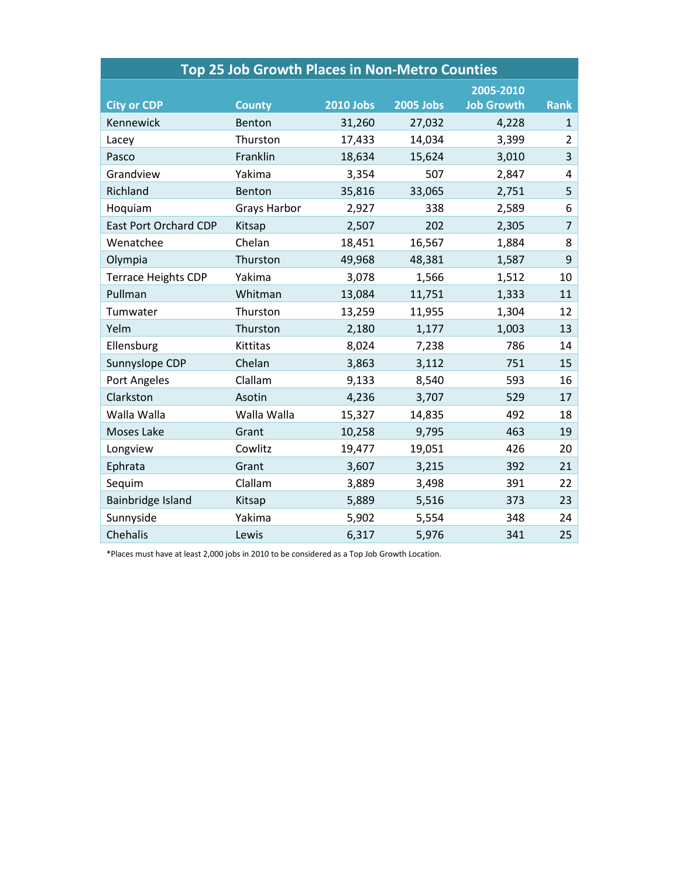## Top 25 Job Growth Places in Non-Metro Counties

| City or CDP | County | 2010 Jobs | 2005 Jobs | 2005-2010 Job Growth | Rank |
|---|---|---|---|---|---|
| Kennewick | Benton | 31,260 | 27,032 | 4,228 | 1 |
| Lacey | Thurston | 17,433 | 14,034 | 3,399 | 2 |
| Pasco | Franklin | 18,634 | 15,624 | 3,010 | 3 |
| Grandview | Yakima | 3,354 | 507 | 2,847 | 4 |
| Richland | Benton | 35,816 | 33,065 | 2,751 | 5 |
| Hoquiam | Grays Harbor | 2,927 | 338 | 2,589 | 6 |
| East Port Orchard CDP | Kitsap | 2,507 | 202 | 2,305 | 7 |
| Wenatchee | Chelan | 18,451 | 16,567 | 1,884 | 8 |
| Olympia | Thurston | 49,968 | 48,381 | 1,587 | 9 |
| Terrace Heights CDP | Yakima | 3,078 | 1,566 | 1,512 | 10 |
| Pullman | Whitman | 13,084 | 11,751 | 1,333 | 11 |
| Tumwater | Thurston | 13,259 | 11,955 | 1,304 | 12 |
| Yelm | Thurston | 2,180 | 1,177 | 1,003 | 13 |
| Ellensburg | Kittitas | 8,024 | 7,238 | 786 | 14 |
| Sunnyslope CDP | Chelan | 3,863 | 3,112 | 751 | 15 |
| Port Angeles | Clallam | 9,133 | 8,540 | 593 | 16 |
| Clarkston | Asotin | 4,236 | 3,707 | 529 | 17 |
| Walla Walla | Walla Walla | 15,327 | 14,835 | 492 | 18 |
| Moses Lake | Grant | 10,258 | 9,795 | 463 | 19 |
| Longview | Cowlitz | 19,477 | 19,051 | 426 | 20 |
| Ephrata | Grant | 3,607 | 3,215 | 392 | 21 |
| Sequim | Clallam | 3,889 | 3,498 | 391 | 22 |
| Bainbridge Island | Kitsap | 5,889 | 5,516 | 373 | 23 |
| Sunnyside | Yakima | 5,902 | 5,554 | 348 | 24 |
| Chehalis | Lewis | 6,317 | 5,976 | 341 | 25 |

*Places must have at least 2,000 jobs in 2010 to be considered as a Top Job Growth Location.